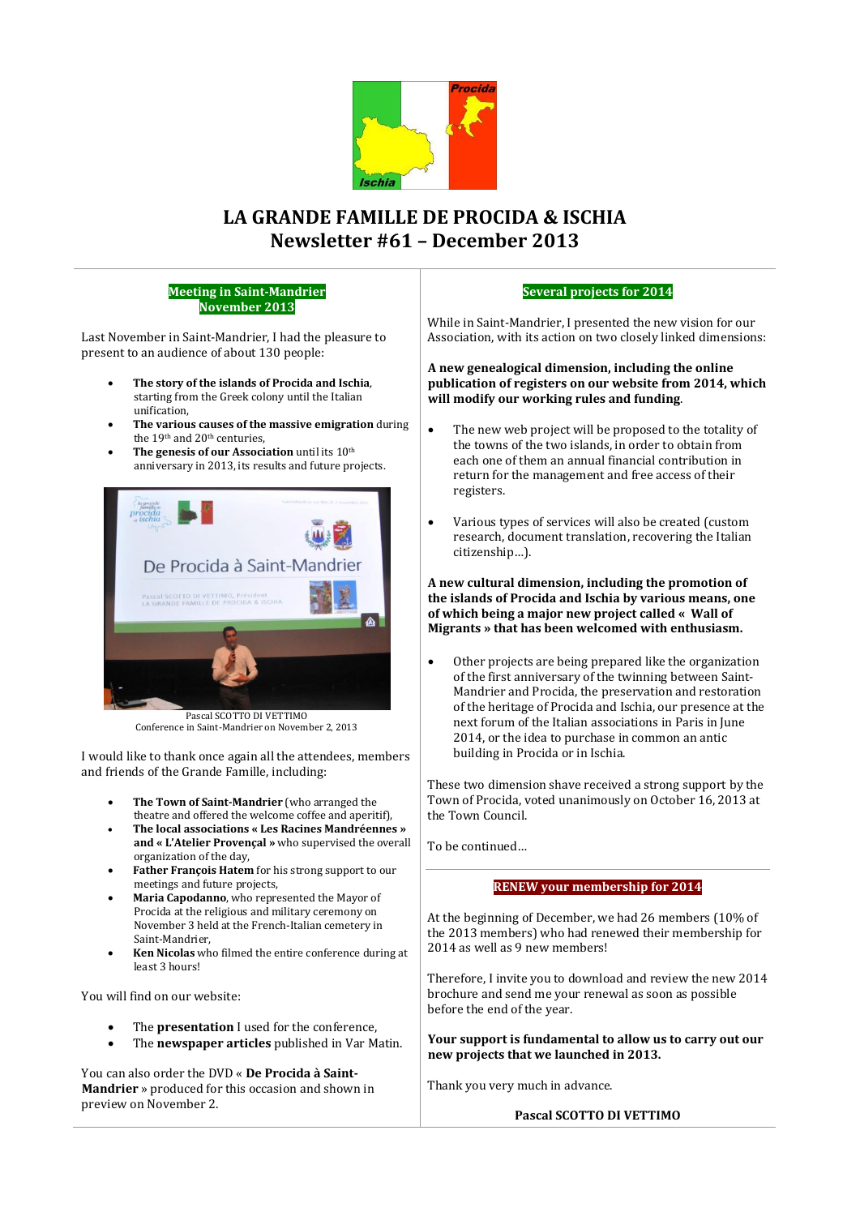# LA GRANDE FAMILLE DE PROCIDA & ISCHIA
# Newsletter #61 – December 2013

## Meeting in Saint-Mandrier November 2013

Last November in Saint-Mandrier, I had the pleasure to present to an audience of about 130 people:

- **The story of the islands of Procida and Ischia**, starting from the Greek colony until the Italian unification,
- **The various causes of the massive emigration** during the 19th and 20th centuries,
- **The genesis of our Association** until its 10th anniversary in 2013, its results and future projects.

Pascal SCOTTO DI VETTIMO
Conference in Saint-Mandrier on November 2, 2013

I would like to thank once again all the attendees, members and friends of the Grande Famille, including:

- **The Town of Saint-Mandrier** (who arranged the theatre and offered the welcome coffee and aperitif),
- **The local associations « Les Racines Mandréennes » and « L'Atelier Provençal »** who supervised the overall organization of the day,
- **Father François Hatem** for his strong support to our meetings and future projects,
- **Maria Capodanno**, who represented the Mayor of Procida at the religious and military ceremony on November 3 held at the French-Italian cemetery in Saint-Mandrier,
- **Ken Nicolas** who filmed the entire conference during at least 3 hours!

You will find on our website:

- The **presentation** I used for the conference,
- The **newspaper articles** published in Var Matin.

You can also order the DVD « **De Procida à Saint-Mandrier** » produced for this occasion and shown in preview on November 2.

## Several projects for 2014

While in Saint-Mandrier, I presented the new vision for our Association, with its action on two closely linked dimensions:

**A new genealogical dimension, including the online publication of registers on our website from 2014, which will modify our working rules and funding.**

- The new web project will be proposed to the totality of the towns of the two islands, in order to obtain from each one of them an annual financial contribution in return for the management and free access of their registers.
- Various types of services will also be created (custom research, document translation, recovering the Italian citizenship…).

**A new cultural dimension, including the promotion of the islands of Procida and Ischia by various means, one of which being a major new project called « Wall of Migrants » that has been welcomed with enthusiasm.**

- Other projects are being prepared like the organization of the first anniversary of the twinning between Saint-Mandrier and Procida, the preservation and restoration of the heritage of Procida and Ischia, our presence at the next forum of the Italian associations in Paris in June 2014, or the idea to purchase in common an antic building in Procida or in Ischia.

These two dimension shave received a strong support by the Town of Procida, voted unanimously on October 16, 2013 at the Town Council.

To be continued…

## RENEW your membership for 2014

At the beginning of December, we had 26 members (10% of the 2013 members) who had renewed their membership for 2014 as well as 9 new members!

Therefore, I invite you to download and review the new 2014 brochure and send me your renewal as soon as possible before the end of the year.

**Your support is fundamental to allow us to carry out our new projects that we launched in 2013.**

Thank you very much in advance.

**Pascal SCOTTO DI VETTIMO**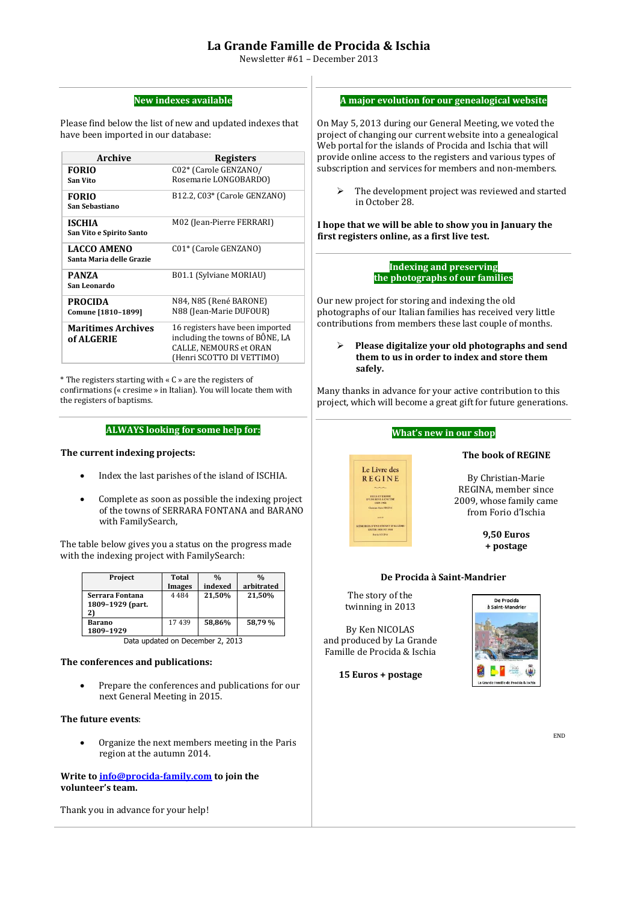# La Grande Famille de Procida & Ischia

Newsletter #61 – December 2013

## New indexes available

Please find below the list of new and updated indexes that have been imported in our database:

| Archive | Registers |
|---|---|
| **FORIO** **San Vito** | C02* (Carole GENZANO/ Rosemarie LONGOBARDO) |
| **FORIO** **San Sebastiano** | B12.2, C03* (Carole GENZANO) |
| **ISCHIA** **San Vito e Spirito Santo** | M02 (Jean-Pierre FERRARI) |
| **LACCO AMENO** **Santa Maria delle Grazie** | C01* (Carole GENZANO) |
| **PANZA** **San Leonardo** | B01.1 (Sylviane MORIAU) |
| **PROCIDA** **Comune [1810–1899]** | N84, N85 (René BARONE) N88 (Jean-Marie DUFOUR) |
| **Maritimes Archives of ALGERIE** | 16 registers have been imported including the towns of BÔNE, LA CALLE, NEMOURS et ORAN (Henri SCOTTO DI VETTIMO) |

* The registers starting with « C » are the registers of confirmations (« cresime » in Italian). You will locate them with the registers of baptisms.

## ALWAYS looking for some help for:

**The current indexing projects:**

- Index the last parishes of the island of ISCHIA.
- Complete as soon as possible the indexing project of the towns of SERRARA FONTANA and BARANO with FamilySearch,

The table below gives you a status on the progress made with the indexing project with FamilySearch:

| Project | Total Images | % indexed | % arbitrated |
|---|---|---|---|
| **Serrara Fontana 1809–1929 (part. 2)** | 4 484 | **21,50%** | **21,50%** |
| **Barano 1809–1929** | 17 439 | **58,86%** | **58,79 %** |

Data updated on December 2, 2013

**The conferences and publications:**

- Prepare the conferences and publications for our next General Meeting in 2015.

**The future events**:

- Organize the next members meeting in the Paris region at the autumn 2014.

**Write to info@procida-family.com to join the volunteer's team.**

Thank you in advance for your help!

## A major evolution for our genealogical website

On May 5, 2013 during our General Meeting, we voted the project of changing our current website into a genealogical Web portal for the islands of Procida and Ischia that will provide online access to the registers and various types of subscription and services for members and non-members.

- The development project was reviewed and started in October 28.

**I hope that we will be able to show you in January the first registers online, as a first live test.**

## Indexing and preserving the photographs of our families

Our new project for storing and indexing the old photographs of our Italian families has received very little contributions from members these last couple of months.

- **Please digitalize your old photographs and send them to us in order to index and store them safely.**

Many thanks in advance for your active contribution to this project, which will become a great gift for future generations.

## What's new in our shop

**The book of REGINE**

By Christian-Marie REGINA, member since 2009, whose family came from Forio d'Ischia

**9,50 Euros + postage**

**De Procida à Saint-Mandrier**

The story of the twinning in 2013

By Ken NICOLAS and produced by La Grande Famille de Procida & Ischia

**15 Euros + postage**

END